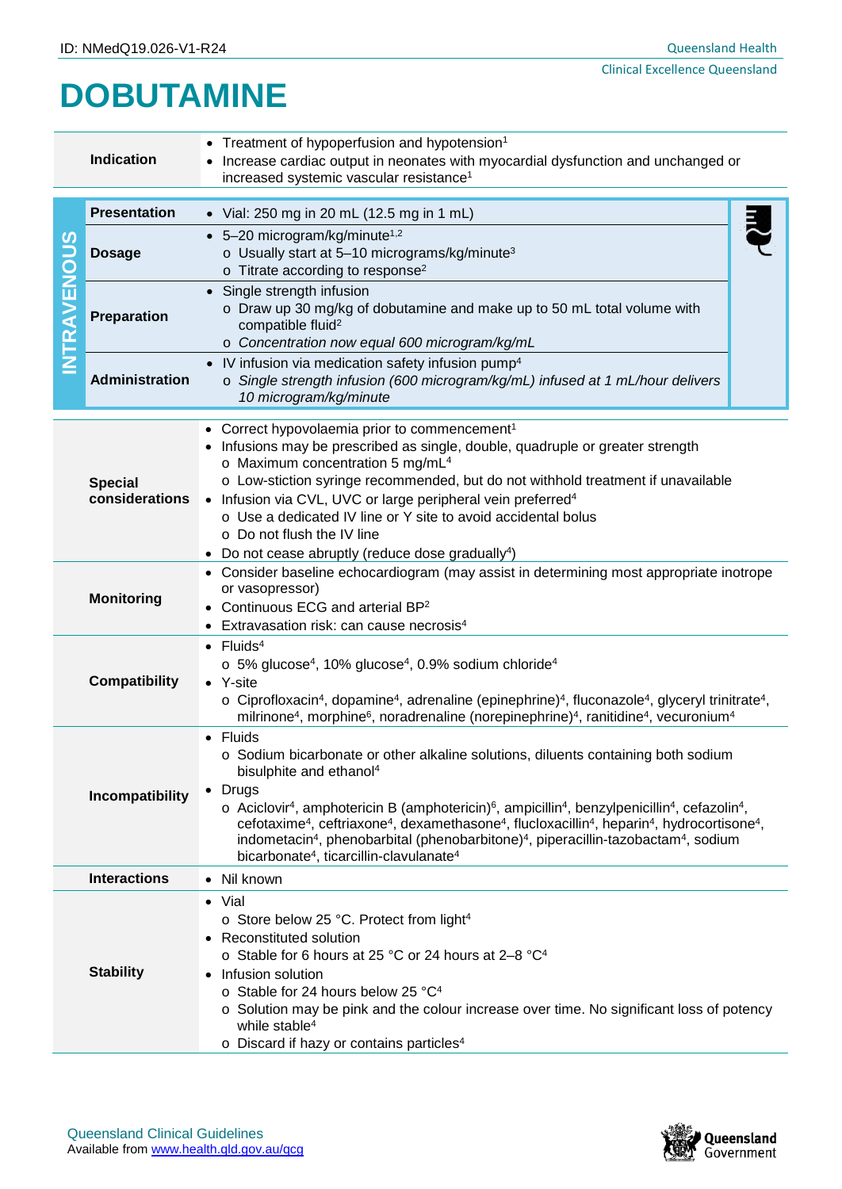ID: NMedQ19.026-V1-R24

# DOBUTAMINE

| | |
|---|---|
| **Indication** | • Treatment of hypoperfusion and hypotension[1]<br>• Increase cardiac output in neonates with myocardial dysfunction and unchanged or increased systemic vascular resistance[1] |

**INTRAVENOUS**

| | |
|---|---|
| **Presentation** | • Vial: 250 mg in 20 mL (12.5 mg in 1 mL) |
| **Dosage** | • 5–20 microgram/kg/minute[1,2]<br>  ○ Usually start at 5–10 micrograms/kg/minute[3]<br>  ○ Titrate according to response[2] |
| **Preparation** | • Single strength infusion<br>  ○ Draw up 30 mg/kg of dobutamine and make up to 50 mL total volume with compatible fluid[2]<br>  ○ *Concentration now equal 600 microgram/kg/mL* |
| **Administration** | • IV infusion via medication safety infusion pump[4]<br>  ○ *Single strength infusion (600 microgram/kg/mL) infused at 1 mL/hour delivers 10 microgram/kg/minute* |

| | |
|---|---|
| **Special considerations** | • Correct hypovolaemia prior to commencement[1]<br>• Infusions may be prescribed as single, double, quadruple or greater strength<br>  ○ Maximum concentration 5 mg/mL[4]<br>  ○ Low-stiction syringe recommended, but do not withhold treatment if unavailable<br>• Infusion via CVL, UVC or large peripheral vein preferred[4]<br>  ○ Use a dedicated IV line or Y site to avoid accidental bolus<br>  ○ Do not flush the IV line<br>• Do not cease abruptly (reduce dose gradually[4]) |
| **Monitoring** | • Consider baseline echocardiogram (may assist in determining most appropriate inotrope or vasopressor)<br>• Continuous ECG and arterial BP[2]<br>• Extravasation risk: can cause necrosis[4] |
| **Compatibility** | • Fluids[4]<br>  ○ 5% glucose[4], 10% glucose[4], 0.9% sodium chloride[4]<br>• Y-site<br>  ○ Ciprofloxacin[4], dopamine[4], adrenaline (epinephrine)[4], fluconazole[4], glyceryl trinitrate[4], milrinone[4], morphine[6], noradrenaline (norepinephrine)[4], ranitidine[4], vecuronium[4] |
| **Incompatibility** | • Fluids<br>  ○ Sodium bicarbonate or other alkaline solutions, diluents containing both sodium bisulphite and ethanol[4]<br>• Drugs<br>  ○ Aciclovir[4], amphotericin B (amphotericin)[6], ampicillin[4], benzylpenicillin[4], cefazolin[4], cefotaxime[4], ceftriaxone[4], dexamethasone[4], flucloxacillin[4], heparin[4], hydrocortisone[4], indometacin[4], phenobarbital (phenobarbitone)[4], piperacillin-tazobactam[4], sodium bicarbonate[4], ticarcillin-clavulanate[4] |
| **Interactions** | • Nil known |
| **Stability** | • Vial<br>  ○ Store below 25 °C. Protect from light[4]<br>• Reconstituted solution<br>  ○ Stable for 6 hours at 25 °C or 24 hours at 2–8 °C[4]<br>• Infusion solution<br>  ○ Stable for 24 hours below 25 °C[4]<br>  ○ Solution may be pink and the colour increase over time. No significant loss of potency while stable[4]<br>  ○ Discard if hazy or contains particles[4] |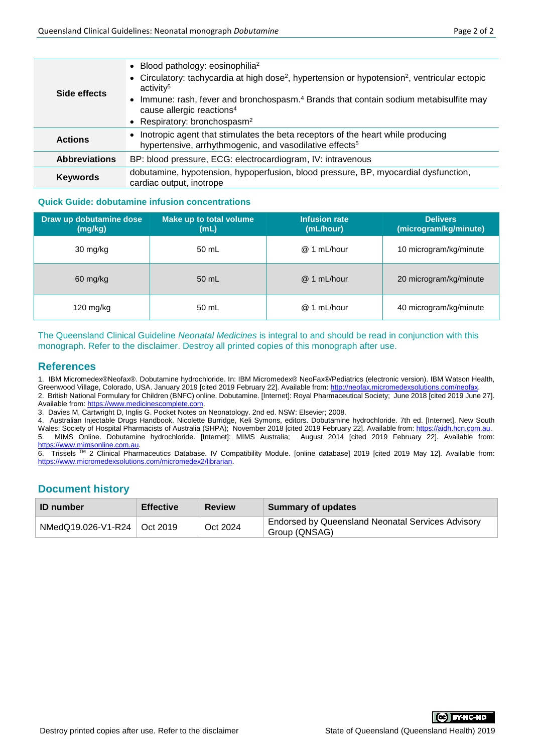| | |
|---|---|
| **Side effects** | • Blood pathology: eosinophilia[2]<br>• Circulatory: tachycardia at high dose[2], hypertension or hypotension[2], ventricular ectopic activity[5]<br>• Immune: rash, fever and bronchospasm.[4] Brands that contain sodium metabisulfite may cause allergic reactions[4]<br>• Respiratory: bronchospasm[2] |
| **Actions** | • Inotropic agent that stimulates the beta receptors of the heart while producing hypertensive, arrhythmogenic, and vasodilative effects[5] |
| **Abbreviations** | BP: blood pressure, ECG: electrocardiogram, IV: intravenous |
| **Keywords** | dobutamine, hypotension, hypoperfusion, blood pressure, BP, myocardial dysfunction, cardiac output, inotrope |

## Quick Guide: dobutamine infusion concentrations

| Draw up dobutamine dose (mg/kg) | Make up to total volume (mL) | Infusion rate (mL/hour) | Delivers (microgram/kg/minute) |
|---|---|---|---|
| 30 mg/kg | 50 mL | @ 1 mL/hour | 10 microgram/kg/minute |
| 60 mg/kg | 50 mL | @ 1 mL/hour | 20 microgram/kg/minute |
| 120 mg/kg | 50 mL | @ 1 mL/hour | 40 microgram/kg/minute |

The Queensland Clinical Guideline *Neonatal Medicines* is integral to and should be read in conjunction with this monograph. Refer to the disclaimer. Destroy all printed copies of this monograph after use.

## References

1. IBM Micromedex®Neofax®. Dobutamine hydrochloride. In: IBM Micromedex® NeoFax®/Pediatrics (electronic version). IBM Watson Health, Greenwood Village, Colorado, USA. January 2019 [cited 2019 February 22]. Available from: http://neofax.micromedexsolutions.com/neofax.
2. British National Formulary for Children (BNFC) online. Dobutamine. [Internet]: Royal Pharmaceutical Society; June 2018 [cited 2019 June 27]. Available from: https://www.medicinescomplete.com.
3. Davies M, Cartwright D, Inglis G. Pocket Notes on Neonatology. 2nd ed. NSW: Elsevier; 2008.
4. Australian Injectable Drugs Handbook. Nicolette Burridge, Keli Symons, editors. Dobutamine hydrochloride. 7th ed. [Internet]. New South Wales: Society of Hospital Pharmacists of Australia (SHPA); November 2018 [cited 2019 February 22]. Available from: https://aidh.hcn.com.au.
5. MIMS Online. Dobutamine hydrochloride. [Internet]: MIMS Australia; August 2014 [cited 2019 February 22]. Available from: https://www.mimsonline.com.au.
6. Trissels ™ 2 Clinical Pharmaceutics Database. IV Compatibility Module. [online database] 2019 [cited 2019 May 12]. Available from: https://www.micromedexsolutions.com/micromedex2/librarian.

## Document history

| ID number | Effective | Review | Summary of updates |
|---|---|---|---|
| NMedQ19.026-V1-R24 | Oct 2019 | Oct 2024 | Endorsed by Queensland Neonatal Services Advisory Group (QNSAG) |